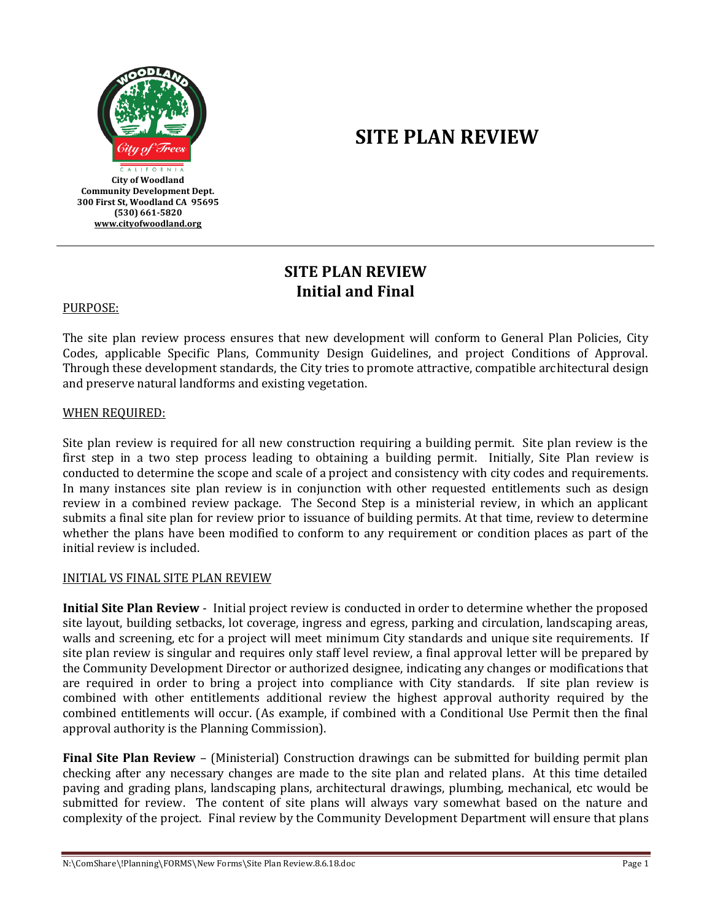City of Woodland
Community Development Dept.
300 First St, Woodland CA 95695
(530) 661-5820
www.cityofwoodland.org

# SITE PLAN REVIEW

## SITE PLAN REVIEW
## Initial and Final

PURPOSE:

The site plan review process ensures that new development will conform to General Plan Policies, City Codes, applicable Specific Plans, Community Design Guidelines, and project Conditions of Approval. Through these development standards, the City tries to promote attractive, compatible architectural design and preserve natural landforms and existing vegetation.

WHEN REQUIRED:

Site plan review is required for all new construction requiring a building permit. Site plan review is the first step in a two step process leading to obtaining a building permit. Initially, Site Plan review is conducted to determine the scope and scale of a project and consistency with city codes and requirements. In many instances site plan review is in conjunction with other requested entitlements such as design review in a combined review package. The Second Step is a ministerial review, in which an applicant submits a final site plan for review prior to issuance of building permits. At that time, review to determine whether the plans have been modified to conform to any requirement or condition places as part of the initial review is included.

INITIAL VS FINAL SITE PLAN REVIEW

**Initial Site Plan Review** - Initial project review is conducted in order to determine whether the proposed site layout, building setbacks, lot coverage, ingress and egress, parking and circulation, landscaping areas, walls and screening, etc for a project will meet minimum City standards and unique site requirements. If site plan review is singular and requires only staff level review, a final approval letter will be prepared by the Community Development Director or authorized designee, indicating any changes or modifications that are required in order to bring a project into compliance with City standards. If site plan review is combined with other entitlements additional review the highest approval authority required by the combined entitlements will occur. (As example, if combined with a Conditional Use Permit then the final approval authority is the Planning Commission).

**Final Site Plan Review** – (Ministerial) Construction drawings can be submitted for building permit plan checking after any necessary changes are made to the site plan and related plans. At this time detailed paving and grading plans, landscaping plans, architectural drawings, plumbing, mechanical, etc would be submitted for review. The content of site plans will always vary somewhat based on the nature and complexity of the project. Final review by the Community Development Department will ensure that plans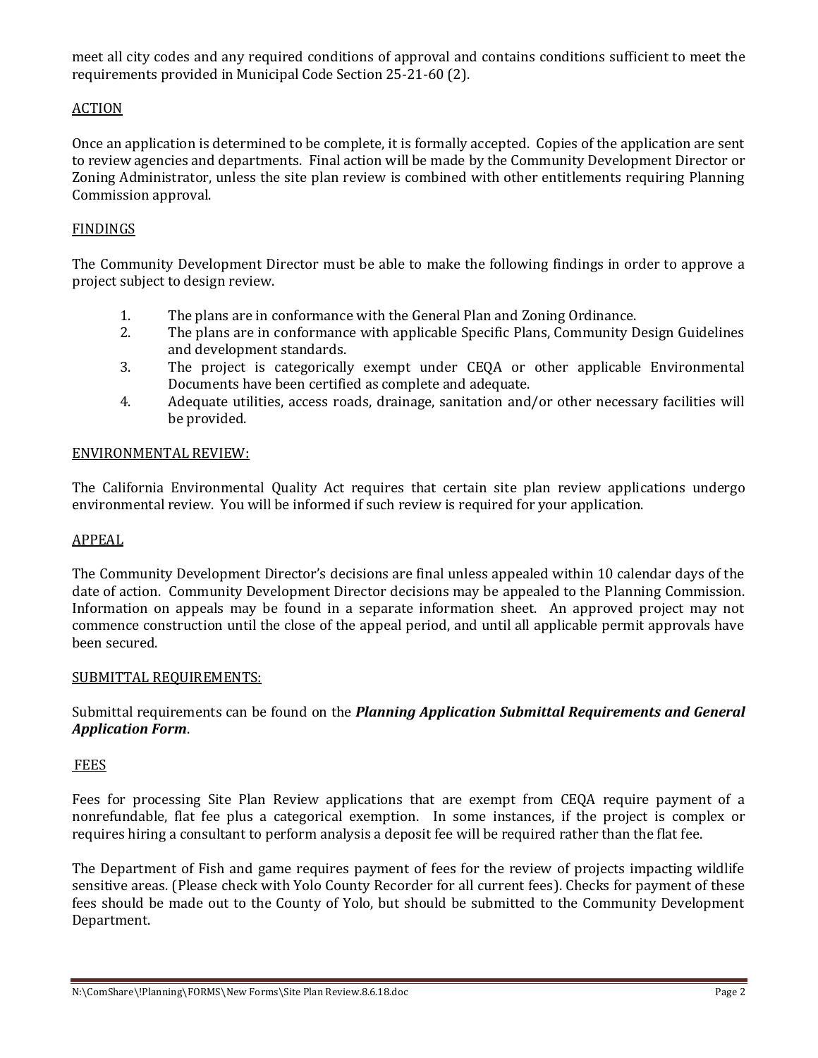meet all city codes and any required conditions of approval and contains conditions sufficient to meet the requirements provided in Municipal Code Section 25-21-60 (2).

## ACTION

Once an application is determined to be complete, it is formally accepted. Copies of the application are sent to review agencies and departments. Final action will be made by the Community Development Director or Zoning Administrator, unless the site plan review is combined with other entitlements requiring Planning Commission approval.

## FINDINGS

The Community Development Director must be able to make the following findings in order to approve a project subject to design review.

1. The plans are in conformance with the General Plan and Zoning Ordinance.
2. The plans are in conformance with applicable Specific Plans, Community Design Guidelines and development standards.
3. The project is categorically exempt under CEQA or other applicable Environmental Documents have been certified as complete and adequate.
4. Adequate utilities, access roads, drainage, sanitation and/or other necessary facilities will be provided.

## ENVIRONMENTAL REVIEW:

The California Environmental Quality Act requires that certain site plan review applications undergo environmental review. You will be informed if such review is required for your application.

## APPEAL

The Community Development Director's decisions are final unless appealed within 10 calendar days of the date of action. Community Development Director decisions may be appealed to the Planning Commission. Information on appeals may be found in a separate information sheet. An approved project may not commence construction until the close of the appeal period, and until all applicable permit approvals have been secured.

## SUBMITTAL REQUIREMENTS:

Submittal requirements can be found on the ***Planning Application Submittal Requirements and General Application Form***.

## FEES

Fees for processing Site Plan Review applications that are exempt from CEQA require payment of a nonrefundable, flat fee plus a categorical exemption. In some instances, if the project is complex or requires hiring a consultant to perform analysis a deposit fee will be required rather than the flat fee.

The Department of Fish and game requires payment of fees for the review of projects impacting wildlife sensitive areas. (Please check with Yolo County Recorder for all current fees). Checks for payment of these fees should be made out to the County of Yolo, but should be submitted to the Community Development Department.